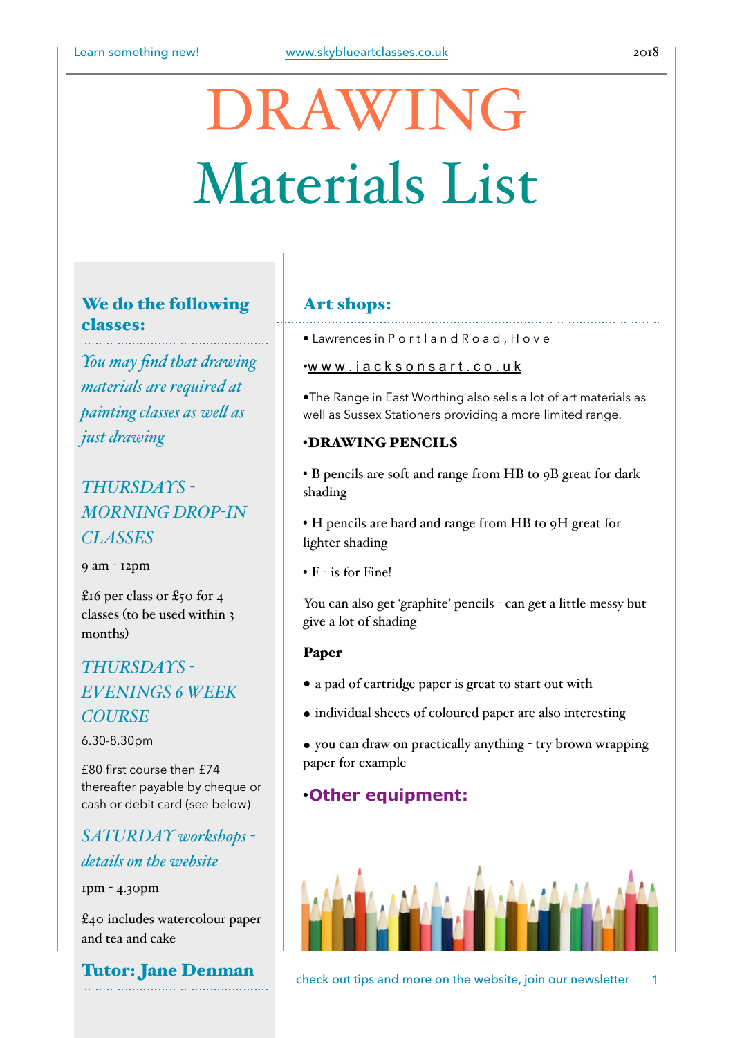# DRAWING
# Materials List

### We do the following classes:

*You may find that drawing materials are required at painting classes as well as just drawing*

*THURSDAYS - MORNING DROP-IN CLASSES*

9 am - 12pm

£16 per class or £50 for 4 classes (to be used within 3 months)

*THURSDAYS - EVENINGS 6 WEEK COURSE*

6.30-8.30pm

£80 first course then £74 thereafter payable by cheque or cash or debit card (see below)

*SATURDAY workshops - details on the website*

1pm - 4.30pm

£40 includes watercolour paper and tea and cake

### Tutor: Jane Denman

### Art shops:

- Lawrences in Portland Road, Hove
- www.jacksonsart.co.uk
- The Range in East Worthing also sells a lot of art materials as well as Sussex Stationers providing a more limited range.

**•DRAWING PENCILS**

- B pencils are soft and range from HB to 9B great for dark shading
- H pencils are hard and range from HB to 9H great for lighter shading
- F - is for Fine!

You can also get 'graphite' pencils - can get a little messy but give a lot of shading

**Paper**

- a pad of cartridge paper is great to start out with
- individual sheets of coloured paper are also interesting
- you can draw on practically anything - try brown wrapping paper for example

**•Other equipment:**

check out tips and more on the website, join our newsletter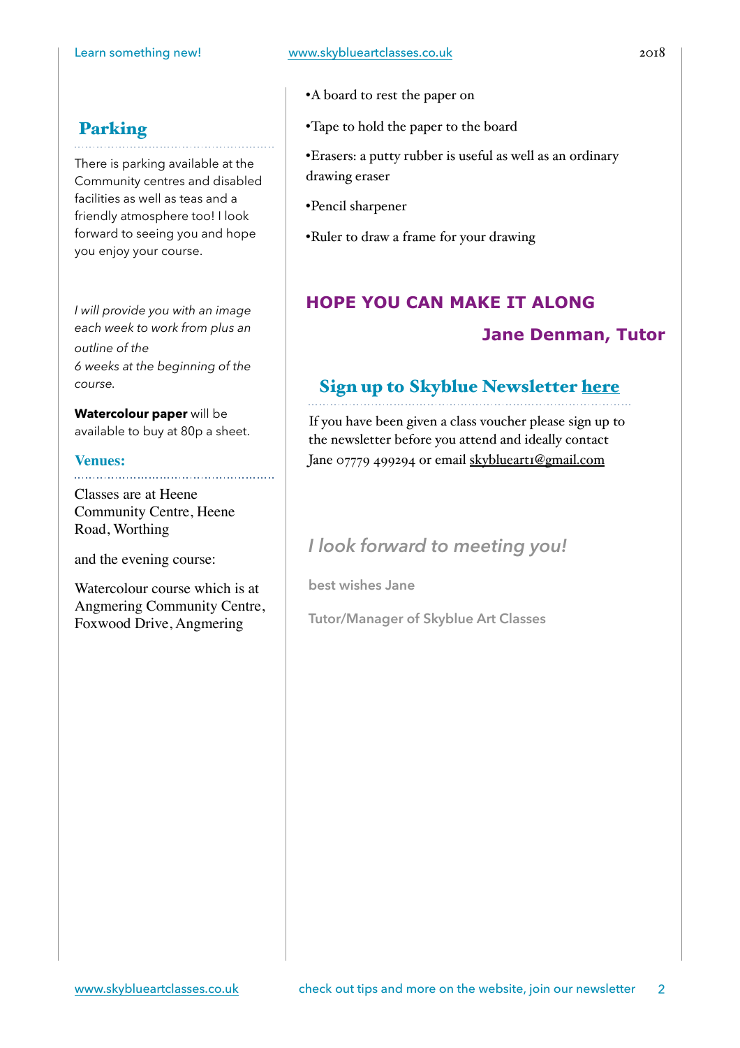## Parking

There is parking available at the Community centres and disabled facilities as well as teas and a friendly atmosphere too! I look forward to seeing you and hope you enjoy your course.

*I will provide you with an image each week to work from plus an outline of the 6 weeks at the beginning of the course.*

**Watercolour paper** will be available to buy at 80p a sheet.

## Venues:

Classes are at Heene Community Centre, Heene Road, Worthing

and the evening course:

Watercolour course which is at Angmering Community Centre, Foxwood Drive, Angmering

•A board to rest the paper on

•Tape to hold the paper to the board

•Erasers: a putty rubber is useful as well as an ordinary drawing eraser

•Pencil sharpener

•Ruler to draw a frame for your drawing

**HOPE YOU CAN MAKE IT ALONG**

**Jane Denman, Tutor**

## Sign up to Skyblue Newsletter here

If you have been given a class voucher please sign up to the newsletter before you attend and ideally contact Jane 07779 499294 or email skyblueart1@gmail.com

*I look forward to meeting you!*

best wishes Jane

Tutor/Manager of Skyblue Art Classes